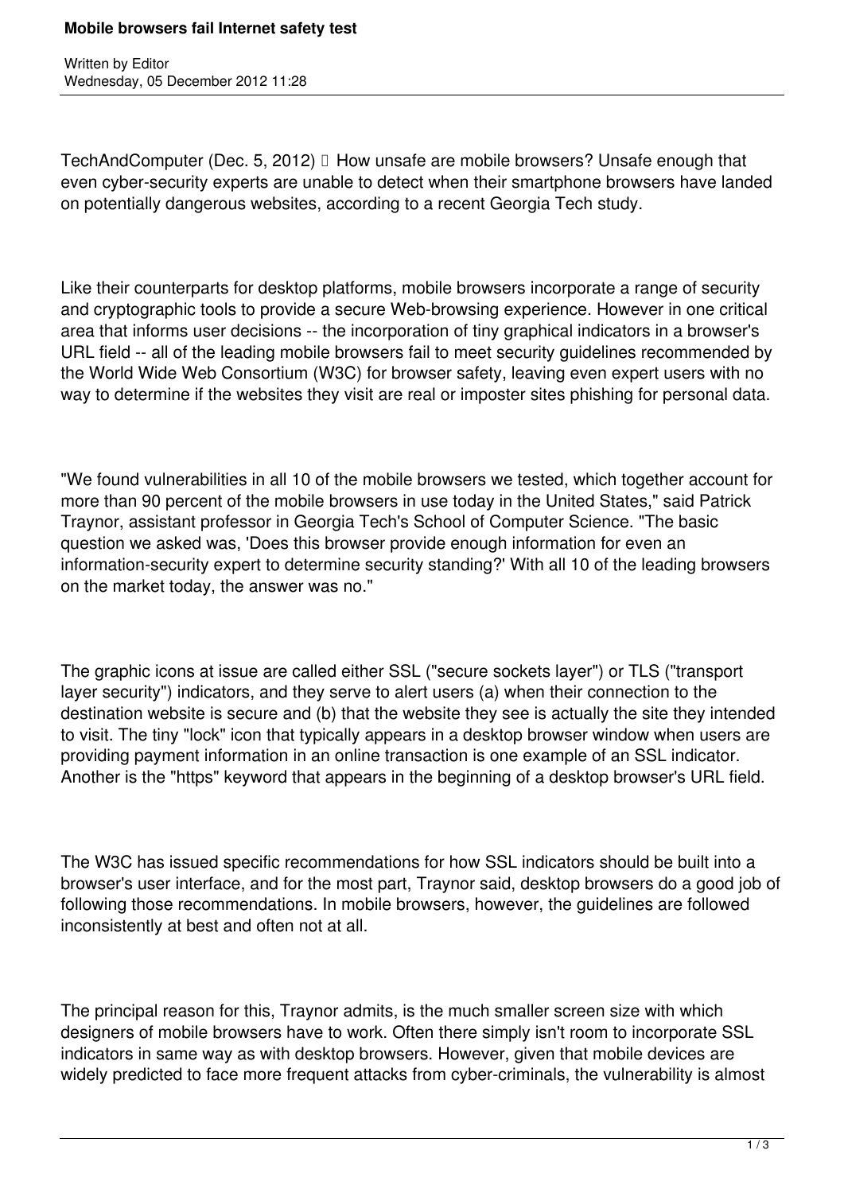# Mobile browsers fail Internet safety test

Written by Editor
Wednesday, 05 December 2012 11:28

TechAndComputer (Dec. 5, 2012)  How unsafe are mobile browsers? Unsafe enough that even cyber-security experts are unable to detect when their smartphone browsers have landed on potentially dangerous websites, according to a recent Georgia Tech study.

Like their counterparts for desktop platforms, mobile browsers incorporate a range of security and cryptographic tools to provide a secure Web-browsing experience. However in one critical area that informs user decisions -- the incorporation of tiny graphical indicators in a browser's URL field -- all of the leading mobile browsers fail to meet security guidelines recommended by the World Wide Web Consortium (W3C) for browser safety, leaving even expert users with no way to determine if the websites they visit are real or imposter sites phishing for personal data.

"We found vulnerabilities in all 10 of the mobile browsers we tested, which together account for more than 90 percent of the mobile browsers in use today in the United States," said Patrick Traynor, assistant professor in Georgia Tech's School of Computer Science. "The basic question we asked was, 'Does this browser provide enough information for even an information-security expert to determine security standing?' With all 10 of the leading browsers on the market today, the answer was no."

The graphic icons at issue are called either SSL ("secure sockets layer") or TLS ("transport layer security") indicators, and they serve to alert users (a) when their connection to the destination website is secure and (b) that the website they see is actually the site they intended to visit. The tiny "lock" icon that typically appears in a desktop browser window when users are providing payment information in an online transaction is one example of an SSL indicator. Another is the "https" keyword that appears in the beginning of a desktop browser's URL field.

The W3C has issued specific recommendations for how SSL indicators should be built into a browser's user interface, and for the most part, Traynor said, desktop browsers do a good job of following those recommendations. In mobile browsers, however, the guidelines are followed inconsistently at best and often not at all.

The principal reason for this, Traynor admits, is the much smaller screen size with which designers of mobile browsers have to work. Often there simply isn't room to incorporate SSL indicators in same way as with desktop browsers. However, given that mobile devices are widely predicted to face more frequent attacks from cyber-criminals, the vulnerability is almost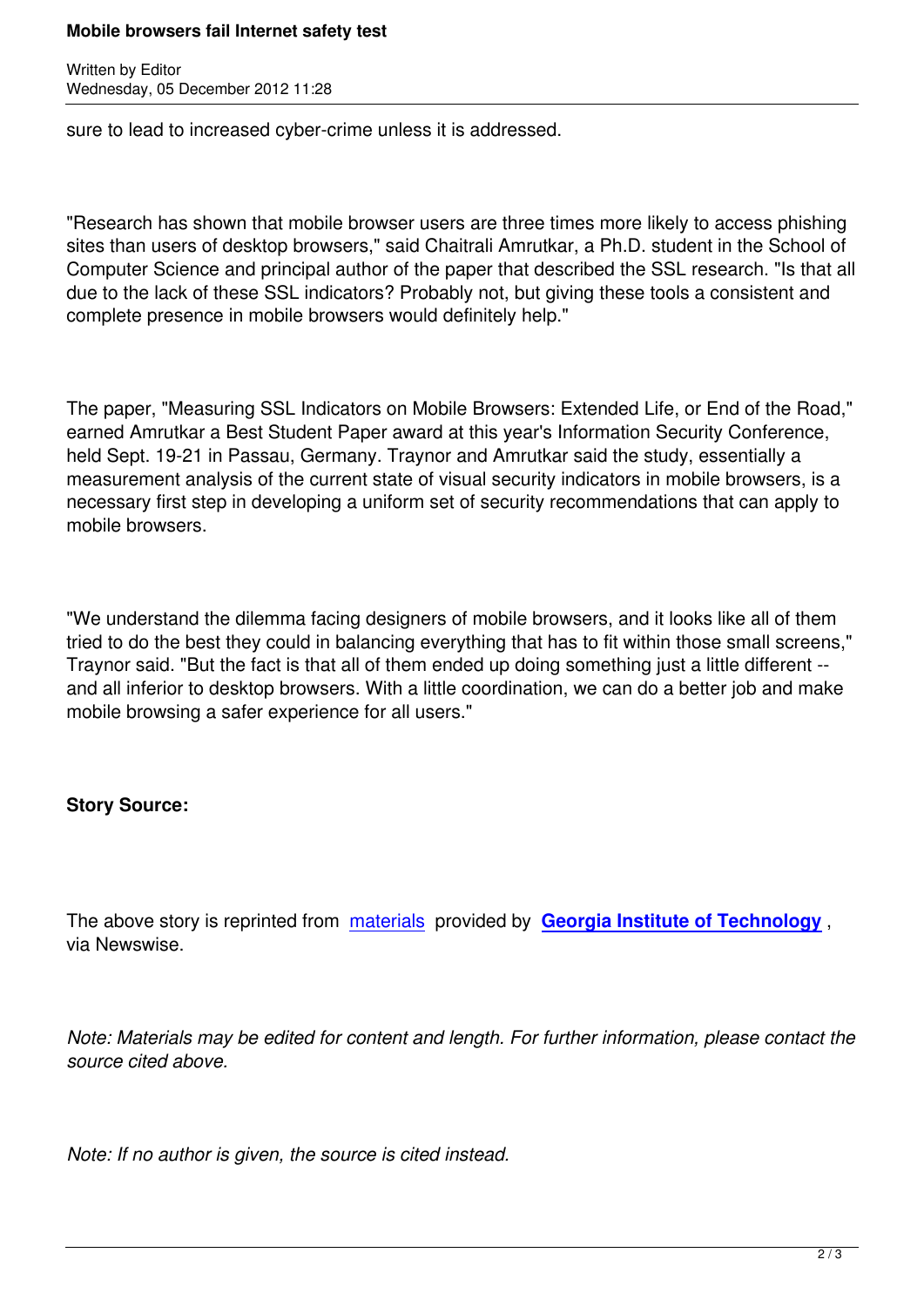sure to lead to increased cyber-crime unless it is addressed.

"Research has shown that mobile browser users are three times more likely to access phishing sites than users of desktop browsers," said Chaitrali Amrutkar, a Ph.D. student in the School of Computer Science and principal author of the paper that described the SSL research. "Is that all due to the lack of these SSL indicators? Probably not, but giving these tools a consistent and complete presence in mobile browsers would definitely help."

The paper, "Measuring SSL Indicators on Mobile Browsers: Extended Life, or End of the Road," earned Amrutkar a Best Student Paper award at this year's Information Security Conference, held Sept. 19-21 in Passau, Germany. Traynor and Amrutkar said the study, essentially a measurement analysis of the current state of visual security indicators in mobile browsers, is a necessary first step in developing a uniform set of security recommendations that can apply to mobile browsers.

"We understand the dilemma facing designers of mobile browsers, and it looks like all of them tried to do the best they could in balancing everything that has to fit within those small screens," Traynor said. "But the fact is that all of them ended up doing something just a little different -- and all inferior to desktop browsers. With a little coordination, we can do a better job and make mobile browsing a safer experience for all users."

**Story Source:**

The above story is reprinted from materials provided by **Georgia Institute of Technology**, via Newswise.

*Note: Materials may be edited for content and length. For further information, please contact the source cited above.*

*Note: If no author is given, the source is cited instead.*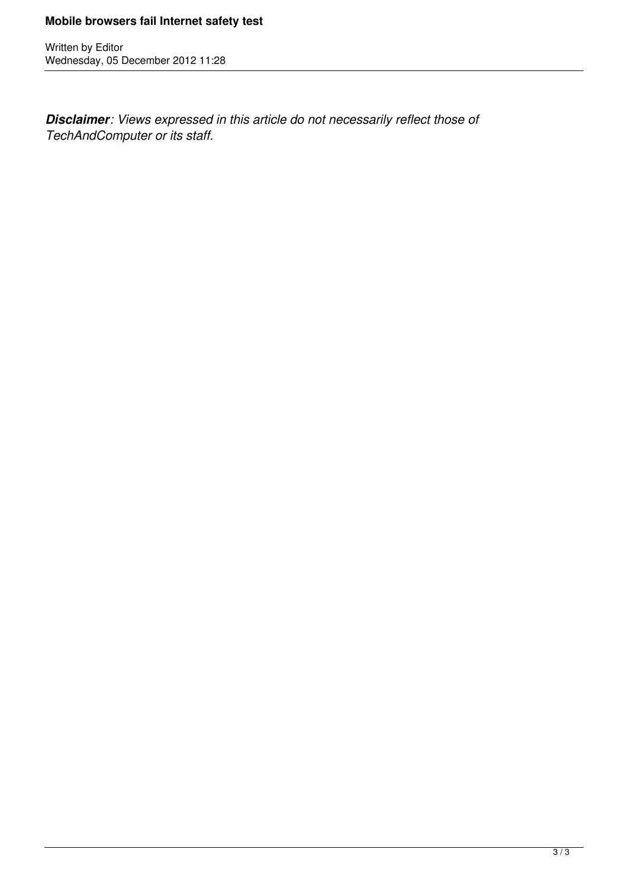***Disclaimer**: Views expressed in this article do not necessarily reflect those of TechAndComputer or its staff.*